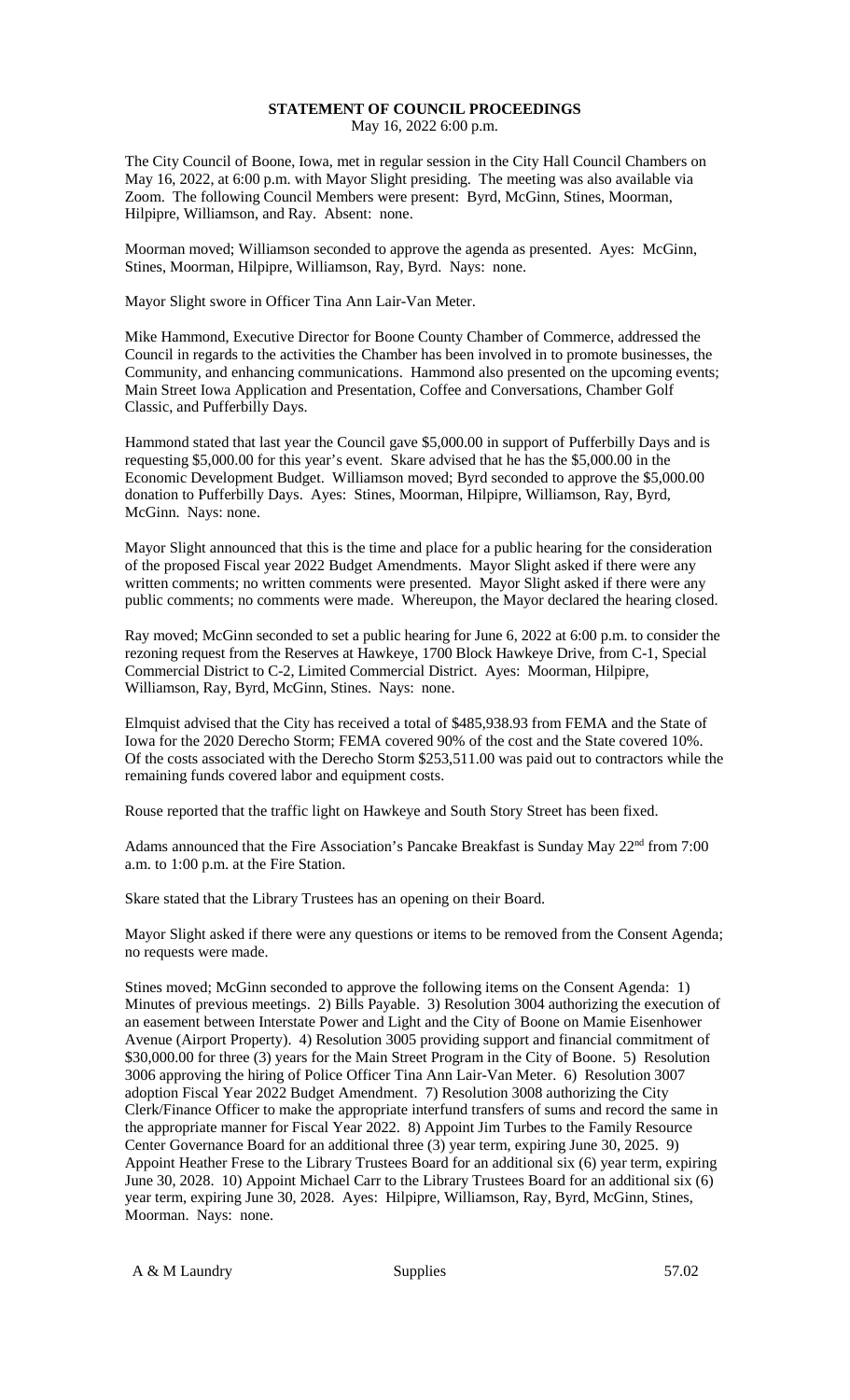# STATEMENT OF COUNCIL PROCEEDINGS

May 16, 2022 6:00 p.m.

The City Council of Boone, Iowa, met in regular session in the City Hall Council Chambers on May 16, 2022, at 6:00 p.m. with Mayor Slight presiding. The meeting was also available via Zoom. The following Council Members were present: Byrd, McGinn, Stines, Moorman, Hilpipre, Williamson, and Ray. Absent: none.

Moorman moved; Williamson seconded to approve the agenda as presented. Ayes: McGinn, Stines, Moorman, Hilpipre, Williamson, Ray, Byrd. Nays: none.

Mayor Slight swore in Officer Tina Ann Lair-Van Meter.

Mike Hammond, Executive Director for Boone County Chamber of Commerce, addressed the Council in regards to the activities the Chamber has been involved in to promote businesses, the Community, and enhancing communications. Hammond also presented on the upcoming events; Main Street Iowa Application and Presentation, Coffee and Conversations, Chamber Golf Classic, and Pufferbilly Days.

Hammond stated that last year the Council gave $5,000.00 in support of Pufferbilly Days and is requesting $5,000.00 for this year's event. Skare advised that he has the $5,000.00 in the Economic Development Budget. Williamson moved; Byrd seconded to approve the $5,000.00 donation to Pufferbilly Days. Ayes: Stines, Moorman, Hilpipre, Williamson, Ray, Byrd, McGinn. Nays: none.

Mayor Slight announced that this is the time and place for a public hearing for the consideration of the proposed Fiscal year 2022 Budget Amendments. Mayor Slight asked if there were any written comments; no written comments were presented. Mayor Slight asked if there were any public comments; no comments were made. Whereupon, the Mayor declared the hearing closed.

Ray moved; McGinn seconded to set a public hearing for June 6, 2022 at 6:00 p.m. to consider the rezoning request from the Reserves at Hawkeye, 1700 Block Hawkeye Drive, from C-1, Special Commercial District to C-2, Limited Commercial District. Ayes: Moorman, Hilpipre, Williamson, Ray, Byrd, McGinn, Stines. Nays: none.

Elmquist advised that the City has received a total of $485,938.93 from FEMA and the State of Iowa for the 2020 Derecho Storm; FEMA covered 90% of the cost and the State covered 10%. Of the costs associated with the Derecho Storm $253,511.00 was paid out to contractors while the remaining funds covered labor and equipment costs.

Rouse reported that the traffic light on Hawkeye and South Story Street has been fixed.

Adams announced that the Fire Association's Pancake Breakfast is Sunday May 22nd from 7:00 a.m. to 1:00 p.m. at the Fire Station.

Skare stated that the Library Trustees has an opening on their Board.

Mayor Slight asked if there were any questions or items to be removed from the Consent Agenda; no requests were made.

Stines moved; McGinn seconded to approve the following items on the Consent Agenda: 1) Minutes of previous meetings. 2) Bills Payable. 3) Resolution 3004 authorizing the execution of an easement between Interstate Power and Light and the City of Boone on Mamie Eisenhower Avenue (Airport Property). 4) Resolution 3005 providing support and financial commitment of $30,000.00 for three (3) years for the Main Street Program in the City of Boone. 5) Resolution 3006 approving the hiring of Police Officer Tina Ann Lair-Van Meter. 6) Resolution 3007 adoption Fiscal Year 2022 Budget Amendment. 7) Resolution 3008 authorizing the City Clerk/Finance Officer to make the appropriate interfund transfers of sums and record the same in the appropriate manner for Fiscal Year 2022. 8) Appoint Jim Turbes to the Family Resource Center Governance Board for an additional three (3) year term, expiring June 30, 2025. 9) Appoint Heather Frese to the Library Trustees Board for an additional six (6) year term, expiring June 30, 2028. 10) Appoint Michael Carr to the Library Trustees Board for an additional six (6) year term, expiring June 30, 2028. Ayes: Hilpipre, Williamson, Ray, Byrd, McGinn, Stines, Moorman. Nays: none.

| | | |
|---|---|---|
| A & M Laundry | Supplies | 57.02 |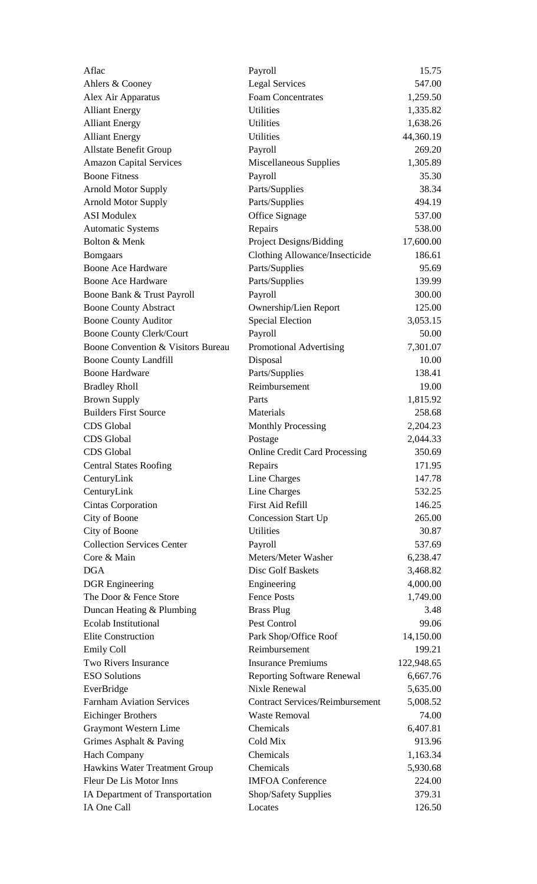| | | |
|---|---|---|
| Aflac | Payroll | 15.75 |
| Ahlers & Cooney | Legal Services | 547.00 |
| Alex Air Apparatus | Foam Concentrates | 1,259.50 |
| Alliant Energy | Utilities | 1,335.82 |
| Alliant Energy | Utilities | 1,638.26 |
| Alliant Energy | Utilities | 44,360.19 |
| Allstate Benefit Group | Payroll | 269.20 |
| Amazon Capital Services | Miscellaneous Supplies | 1,305.89 |
| Boone Fitness | Payroll | 35.30 |
| Arnold Motor Supply | Parts/Supplies | 38.34 |
| Arnold Motor Supply | Parts/Supplies | 494.19 |
| ASI Modulex | Office Signage | 537.00 |
| Automatic Systems | Repairs | 538.00 |
| Bolton & Menk | Project Designs/Bidding | 17,600.00 |
| Bomgaars | Clothing Allowance/Insecticide | 186.61 |
| Boone Ace Hardware | Parts/Supplies | 95.69 |
| Boone Ace Hardware | Parts/Supplies | 139.99 |
| Boone Bank & Trust Payroll | Payroll | 300.00 |
| Boone County Abstract | Ownership/Lien Report | 125.00 |
| Boone County Auditor | Special Election | 3,053.15 |
| Boone County Clerk/Court | Payroll | 50.00 |
| Boone Convention & Visitors Bureau | Promotional Advertising | 7,301.07 |
| Boone County Landfill | Disposal | 10.00 |
| Boone Hardware | Parts/Supplies | 138.41 |
| Bradley Rholl | Reimbursement | 19.00 |
| Brown Supply | Parts | 1,815.92 |
| Builders First Source | Materials | 258.68 |
| CDS Global | Monthly Processing | 2,204.23 |
| CDS Global | Postage | 2,044.33 |
| CDS Global | Online Credit Card Processing | 350.69 |
| Central States Roofing | Repairs | 171.95 |
| CenturyLink | Line Charges | 147.78 |
| CenturyLink | Line Charges | 532.25 |
| Cintas Corporation | First Aid Refill | 146.25 |
| City of Boone | Concession Start Up | 265.00 |
| City of Boone | Utilities | 30.87 |
| Collection Services Center | Payroll | 537.69 |
| Core & Main | Meters/Meter Washer | 6,238.47 |
| DGA | Disc Golf Baskets | 3,468.82 |
| DGR Engineering | Engineering | 4,000.00 |
| The Door & Fence Store | Fence Posts | 1,749.00 |
| Duncan Heating & Plumbing | Brass Plug | 3.48 |
| Ecolab Institutional | Pest Control | 99.06 |
| Elite Construction | Park Shop/Office Roof | 14,150.00 |
| Emily Coll | Reimbursement | 199.21 |
| Two Rivers Insurance | Insurance Premiums | 122,948.65 |
| ESO Solutions | Reporting Software Renewal | 6,667.76 |
| EverBridge | Nixle Renewal | 5,635.00 |
| Farnham Aviation Services | Contract Services/Reimbursement | 5,008.52 |
| Eichinger Brothers | Waste Removal | 74.00 |
| Graymont Western Lime | Chemicals | 6,407.81 |
| Grimes Asphalt & Paving | Cold Mix | 913.96 |
| Hach Company | Chemicals | 1,163.34 |
| Hawkins Water Treatment Group | Chemicals | 5,930.68 |
| Fleur De Lis Motor Inns | IMFOA Conference | 224.00 |
| IA Department of Transportation | Shop/Safety Supplies | 379.31 |
| IA One Call | Locates | 126.50 |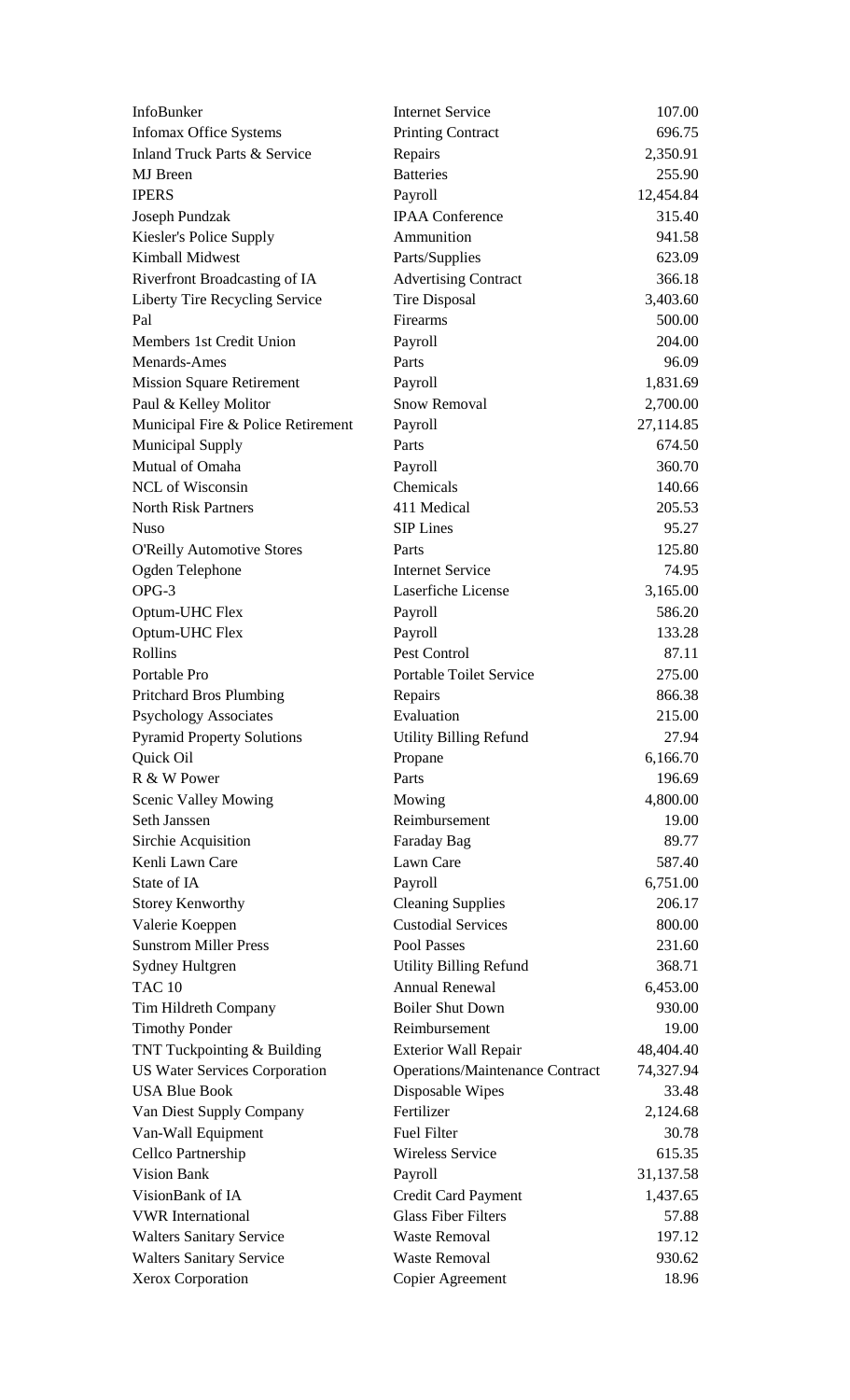| | | |
|---|---|---|
| InfoBunker | Internet Service | 107.00 |
| Infomax Office Systems | Printing Contract | 696.75 |
| Inland Truck Parts & Service | Repairs | 2,350.91 |
| MJ Breen | Batteries | 255.90 |
| IPERS | Payroll | 12,454.84 |
| Joseph Pundzak | IPAA Conference | 315.40 |
| Kiesler's Police Supply | Ammunition | 941.58 |
| Kimball Midwest | Parts/Supplies | 623.09 |
| Riverfront Broadcasting of IA | Advertising Contract | 366.18 |
| Liberty Tire Recycling Service | Tire Disposal | 3,403.60 |
| Pal | Firearms | 500.00 |
| Members 1st Credit Union | Payroll | 204.00 |
| Menards-Ames | Parts | 96.09 |
| Mission Square Retirement | Payroll | 1,831.69 |
| Paul & Kelley Molitor | Snow Removal | 2,700.00 |
| Municipal Fire & Police Retirement | Payroll | 27,114.85 |
| Municipal Supply | Parts | 674.50 |
| Mutual of Omaha | Payroll | 360.70 |
| NCL of Wisconsin | Chemicals | 140.66 |
| North Risk Partners | 411 Medical | 205.53 |
| Nuso | SIP Lines | 95.27 |
| O'Reilly Automotive Stores | Parts | 125.80 |
| Ogden Telephone | Internet Service | 74.95 |
| OPG-3 | Laserfiche License | 3,165.00 |
| Optum-UHC Flex | Payroll | 586.20 |
| Optum-UHC Flex | Payroll | 133.28 |
| Rollins | Pest Control | 87.11 |
| Portable Pro | Portable Toilet Service | 275.00 |
| Pritchard Bros Plumbing | Repairs | 866.38 |
| Psychology Associates | Evaluation | 215.00 |
| Pyramid Property Solutions | Utility Billing Refund | 27.94 |
| Quick Oil | Propane | 6,166.70 |
| R & W Power | Parts | 196.69 |
| Scenic Valley Mowing | Mowing | 4,800.00 |
| Seth Janssen | Reimbursement | 19.00 |
| Sirchie Acquisition | Faraday Bag | 89.77 |
| Kenli Lawn Care | Lawn Care | 587.40 |
| State of IA | Payroll | 6,751.00 |
| Storey Kenworthy | Cleaning Supplies | 206.17 |
| Valerie Koeppen | Custodial Services | 800.00 |
| Sunstrom Miller Press | Pool Passes | 231.60 |
| Sydney Hultgren | Utility Billing Refund | 368.71 |
| TAC 10 | Annual Renewal | 6,453.00 |
| Tim Hildreth Company | Boiler Shut Down | 930.00 |
| Timothy Ponder | Reimbursement | 19.00 |
| TNT Tuckpointing & Building | Exterior Wall Repair | 48,404.40 |
| US Water Services Corporation | Operations/Maintenance Contract | 74,327.94 |
| USA Blue Book | Disposable Wipes | 33.48 |
| Van Diest Supply Company | Fertilizer | 2,124.68 |
| Van-Wall Equipment | Fuel Filter | 30.78 |
| Cellco Partnership | Wireless Service | 615.35 |
| Vision Bank | Payroll | 31,137.58 |
| VisionBank of IA | Credit Card Payment | 1,437.65 |
| VWR International | Glass Fiber Filters | 57.88 |
| Walters Sanitary Service | Waste Removal | 197.12 |
| Walters Sanitary Service | Waste Removal | 930.62 |
| Xerox Corporation | Copier Agreement | 18.96 |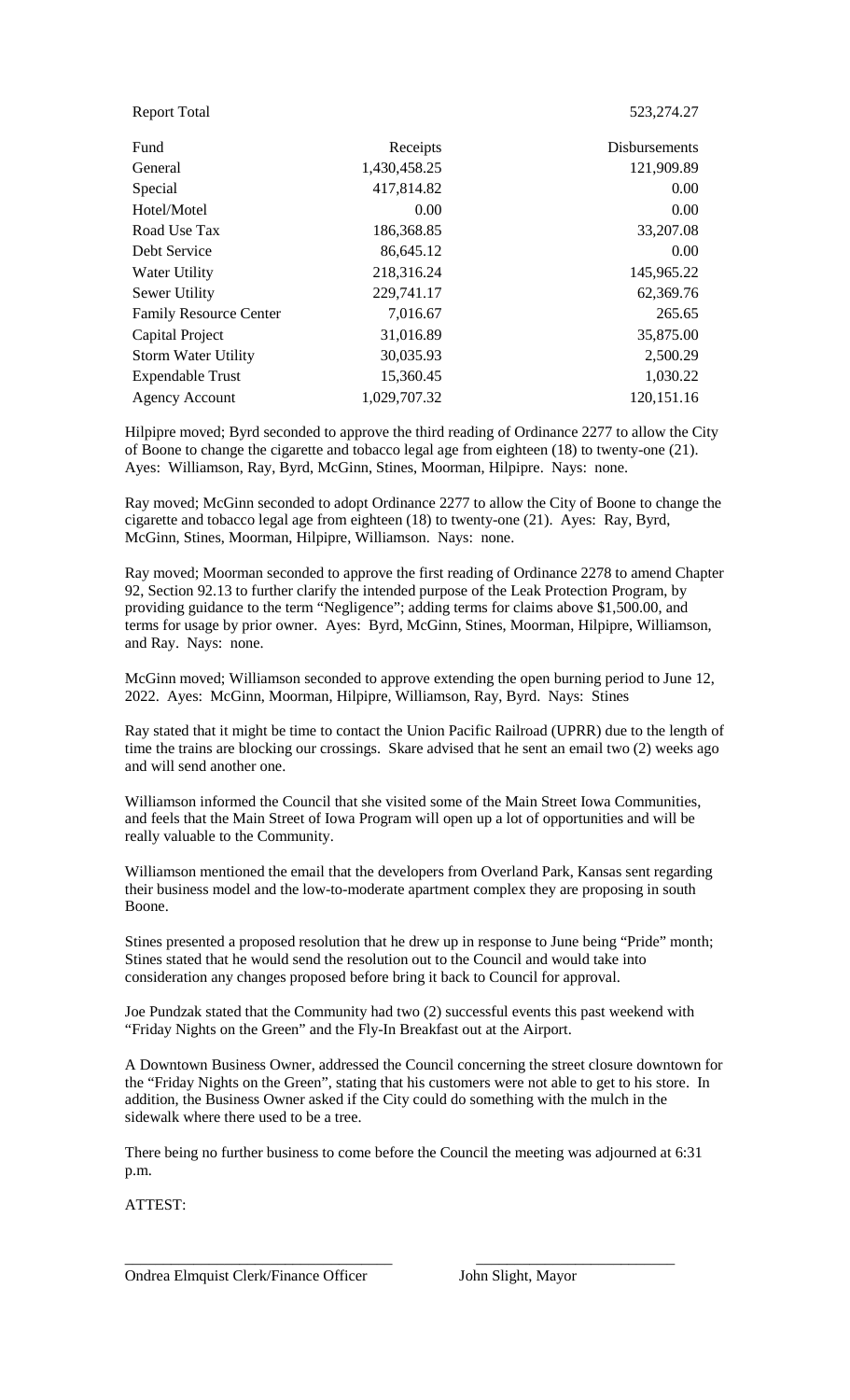Report Total 523,274.27

| Fund | Receipts | Disbursements |
|---|---|---|
| General | 1,430,458.25 | 121,909.89 |
| Special | 417,814.82 | 0.00 |
| Hotel/Motel | 0.00 | 0.00 |
| Road Use Tax | 186,368.85 | 33,207.08 |
| Debt Service | 86,645.12 | 0.00 |
| Water Utility | 218,316.24 | 145,965.22 |
| Sewer Utility | 229,741.17 | 62,369.76 |
| Family Resource Center | 7,016.67 | 265.65 |
| Capital Project | 31,016.89 | 35,875.00 |
| Storm Water Utility | 30,035.93 | 2,500.29 |
| Expendable Trust | 15,360.45 | 1,030.22 |
| Agency Account | 1,029,707.32 | 120,151.16 |

Hilpipre moved; Byrd seconded to approve the third reading of Ordinance 2277 to allow the City of Boone to change the cigarette and tobacco legal age from eighteen (18) to twenty-one (21). Ayes: Williamson, Ray, Byrd, McGinn, Stines, Moorman, Hilpipre. Nays: none.

Ray moved; McGinn seconded to adopt Ordinance 2277 to allow the City of Boone to change the cigarette and tobacco legal age from eighteen (18) to twenty-one (21). Ayes: Ray, Byrd, McGinn, Stines, Moorman, Hilpipre, Williamson. Nays: none.

Ray moved; Moorman seconded to approve the first reading of Ordinance 2278 to amend Chapter 92, Section 92.13 to further clarify the intended purpose of the Leak Protection Program, by providing guidance to the term "Negligence"; adding terms for claims above $1,500.00, and terms for usage by prior owner. Ayes: Byrd, McGinn, Stines, Moorman, Hilpipre, Williamson, and Ray. Nays: none.

McGinn moved; Williamson seconded to approve extending the open burning period to June 12, 2022. Ayes: McGinn, Moorman, Hilpipre, Williamson, Ray, Byrd. Nays: Stines

Ray stated that it might be time to contact the Union Pacific Railroad (UPRR) due to the length of time the trains are blocking our crossings. Skare advised that he sent an email two (2) weeks ago and will send another one.

Williamson informed the Council that she visited some of the Main Street Iowa Communities, and feels that the Main Street of Iowa Program will open up a lot of opportunities and will be really valuable to the Community.

Williamson mentioned the email that the developers from Overland Park, Kansas sent regarding their business model and the low-to-moderate apartment complex they are proposing in south Boone.

Stines presented a proposed resolution that he drew up in response to June being "Pride" month; Stines stated that he would send the resolution out to the Council and would take into consideration any changes proposed before bring it back to Council for approval.

Joe Pundzak stated that the Community had two (2) successful events this past weekend with "Friday Nights on the Green" and the Fly-In Breakfast out at the Airport.

A Downtown Business Owner, addressed the Council concerning the street closure downtown for the "Friday Nights on the Green", stating that his customers were not able to get to his store. In addition, the Business Owner asked if the City could do something with the mulch in the sidewalk where there used to be a tree.

There being no further business to come before the Council the meeting was adjourned at 6:31 p.m.

ATTEST:

\_\_\_\_\_\_\_\_\_\_\_\_\_\_\_\_\_\_\_\_\_\_\_\_\_\_\_\_\_\_\_\_\_\_ \_\_\_\_\_\_\_\_\_\_\_\_\_\_\_\_\_\_\_\_\_\_\_\_\_\_

Ondrea Elmquist Clerk/Finance Officer John Slight, Mayor